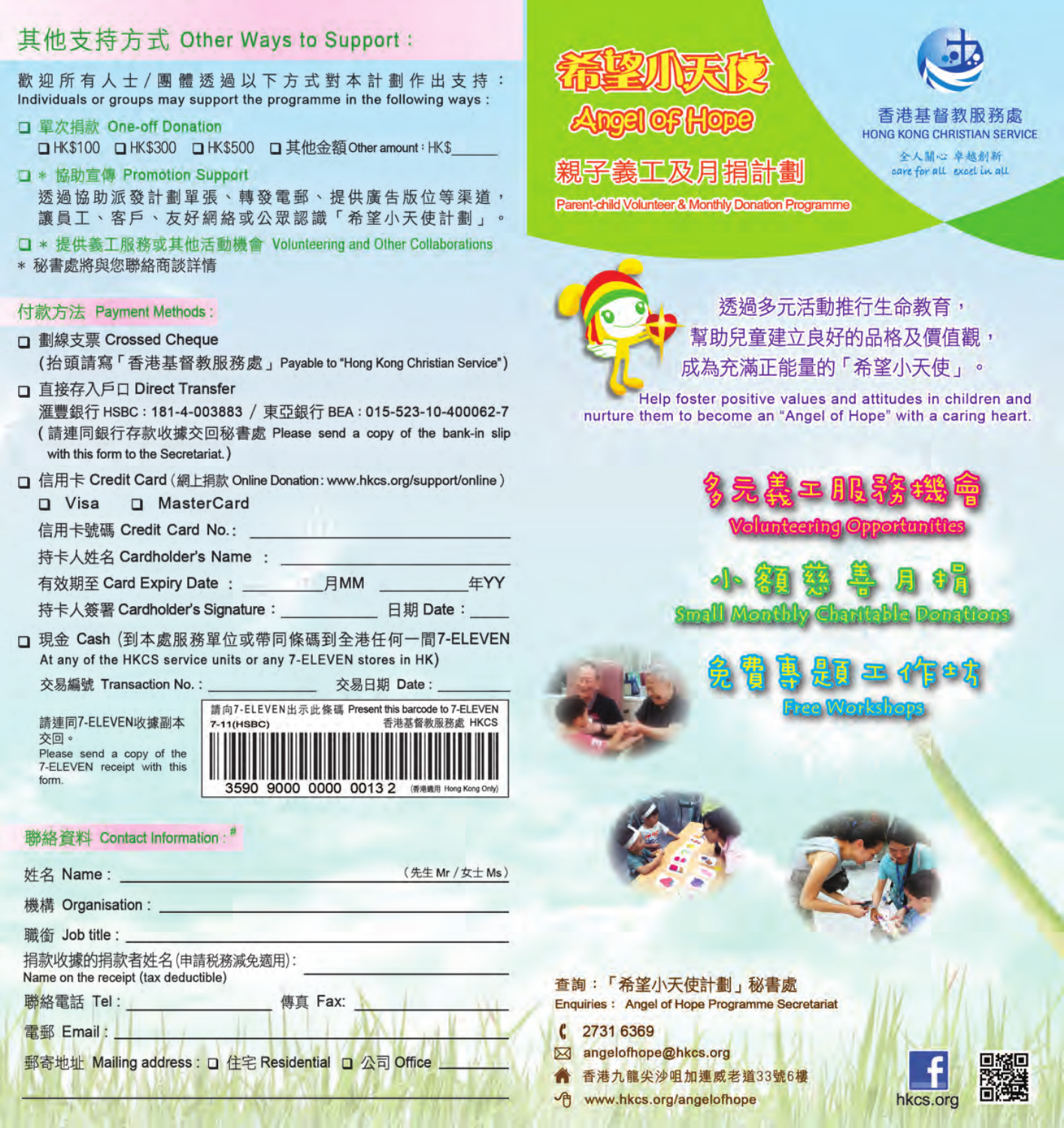## 其他支持方式 Other Ways to Support :

歡迎所有人士/團體透過以下方式對本計劃作出支持：
Individuals or groups may support the programme in the following ways :

- ❑ 單次捐款 One-off Donation
  - ❑ HK$100 ❑ HK$300 ❑ HK$500 ❑ 其他金額 Other amount : HK$______
- ❑ * 協助宣傳 Promotion Support
  - 透過協助派發計劃單張、轉發電郵、提供廣告版位等渠道，讓員工、客戶、友好網絡或公眾認識「希望小天使計劃」。
- ❑ * 提供義工服務或其他活動機會 Volunteering and Other Collaborations

* 秘書處將與您聯絡商談詳情

### 付款方法 Payment Methods :

❑ 劃線支票 Crossed Cheque
(抬頭請寫「香港基督教服務處」Payable to "Hong Kong Christian Service")

❑ 直接存入戶口 Direct Transfer
滙豐銀行 HSBC : 181-4-003883 / 東亞銀行 BEA : 015-523-10-400062-7
(請連同銀行存款收據交回秘書處 Please send a copy of the bank-in slip with this form to the Secretariat.)

❑ 信用卡 Credit Card (網上捐款 Online Donation: www.hkcs.org/support/online)
❑ Visa ❑ MasterCard
信用卡號碼 Credit Card No.: ____________________
持卡人姓名 Cardholder's Name : ____________________
有效期至 Card Expiry Date : ________月MM ________年YY
持卡人簽署 Cardholder's Signature : ____________ 日期 Date : ____

❑ 現金 Cash (到本處服務單位或帶同條碼到全港任何一間7-ELEVEN At any of the HKCS service units or any 7-ELEVEN stores in HK)
交易編號 Transaction No. : ____________ 交易日期 Date : ____________

請連同7-ELEVEN收據副本交回。
Please send a copy of the 7-ELEVEN receipt with this form.

請向7-ELEVEN出示此條碼 Present this barcode to 7-ELEVEN
7-11(HSBC) 香港基督教服務處 HKCS
3590 9000 0000 0013 2 (香港適用 Hong Kong Only)

### 聯絡資料 Contact Information : #

姓名 Name : ____________________ (先生 Mr / 女士 Ms)
機構 Organisation : ____________________
職銜 Job title : ____________________
捐款收據的捐款者姓名(申請稅務減免適用): ____________________
Name on the receipt (tax deductible)
聯絡電話 Tel : ____________ 傳真 Fax: ____________
電郵 Email : ____________________
郵寄地址 Mailing address : ❑ 住宅 Residential ❑ 公司 Office ____________
____________________

# 希望小天使 Angel of Hope

## 親子義工及月捐計劃
Parent-child Volunteer & Monthly Donation Programme

香港基督教服務處
HONG KONG CHRISTIAN SERVICE
全人關心 卓越創新
care for all excel in all

透過多元活動推行生命教育，幫助兒童建立良好的品格及價值觀，成為充滿正能量的「希望小天使」。

Help foster positive values and attitudes in children and nurture them to become an "Angel of Hope" with a caring heart.

**多元義工服務機會**
Volunteering Opportunities

**小額慈善月捐**
Small Monthly Charitable Donations

**免費專題工作坊**
Free Workshops

查詢：「希望小天使計劃」秘書處
Enquiries : Angel of Hope Programme Secretariat

- 2731 6369
- angelofhope@hkcs.org
- 香港九龍尖沙咀加連威老道33號6樓
- www.hkcs.org/angelofhope

hkcs.org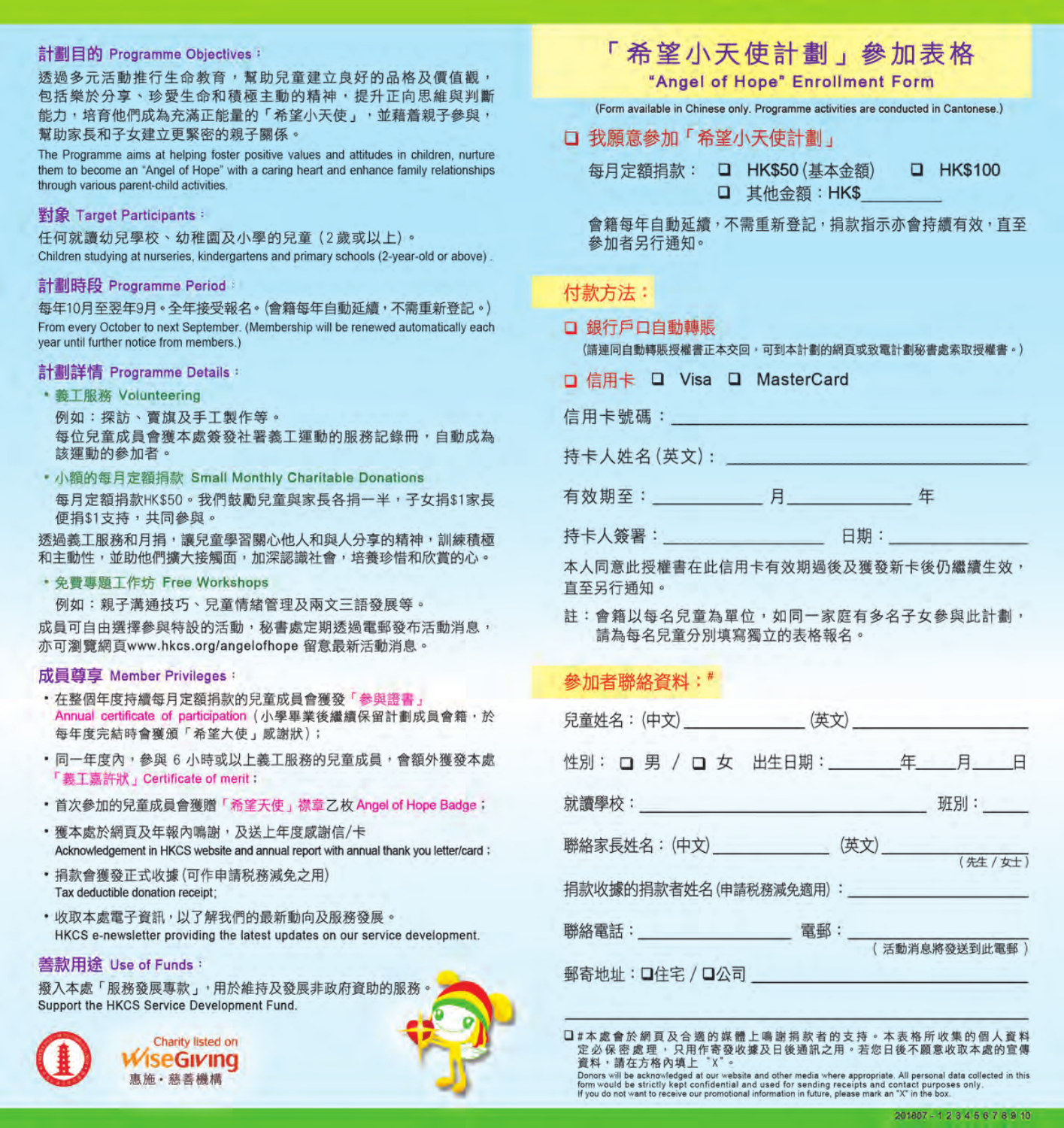## 計劃目的 Programme Objectives：

透過多元活動推行生命教育，幫助兒童建立良好的品格及價值觀，包括樂於分享、珍愛生命和積極主動的精神，提升正向思維與判斷能力，培育他們成為充滿正能量的「希望小天使」，並藉着親子參與，幫助家長和子女建立更緊密的親子關係。

The Programme aims at helping foster positive values and attitudes in children, nurture them to become an "Angel of Hope" with a caring heart and enhance family relationships through various parent-child activities.

## 對象 Target Participants：

任何就讀幼兒學校、幼稚園及小學的兒童（2歲或以上）。

Children studying at nurseries, kindergartens and primary schools (2-year-old or above).

## 計劃時段 Programme Period：

每年10月至翌年9月。全年接受報名。(會籍每年自動延續，不需重新登記。)

From every October to next September. (Membership will be renewed automatically each year until further notice from members.)

## 計劃詳情 Programme Details：

- **義工服務 Volunteering**

  例如：探訪、賣旗及手工製作等。

  每位兒童成員會獲本處簽發社署義工運動的服務記錄冊，自動成為該運動的參加者。

- **小額的每月定額捐款 Small Monthly Charitable Donations**

  每月定額捐款HK$50。我們鼓勵兒童與家長各捐一半，子女捐$1家長便捐$1支持，共同參與。

透過義工服務和月捐，讓兒童學習關心他人和與人分享的精神，訓練積極和主動性，並助他們擴大接觸面，加深認識社會，培養珍惜和欣賞的心。

- **免費專題工作坊 Free Workshops**

  例如：親子溝通技巧、兒童情緒管理及兩文三語發展等。

成員可自由選擇參與特設的活動，秘書處定期透過電郵發布活動消息，亦可瀏覽網頁www.hkcs.org/angelofhope 留意最新活動消息。

## 成員尊享 Member Privileges：

- 在整個年度持續每月定額捐款的兒童成員會獲發「參與證書」Annual certificate of participation（小學畢業後繼續保留計劃成員會籍，於每年度完結時會獲頒「希望大使」感謝狀）；
- 同一年度內，參與 6 小時或以上義工服務的兒童成員，會額外獲發本處「義工嘉許狀」Certificate of merit；
- 首次參加的兒童成員會獲贈「希望天使」襟章乙枚 Angel of Hope Badge；
- 獲本處於網頁及年報內鳴謝，及送上年度感謝信/卡
  Acknowledgement in HKCS website and annual report with annual thank you letter/card；
- 捐款會獲發正式收據（可作申請稅務減免之用）
  Tax deductible donation receipt;
- 收取本處電子資訊，以了解我們的最新動向及服務發展。
  HKCS e-newsletter providing the latest updates on our service development.

## 善款用途 Use of Funds：

撥入本處「服務發展專款」，用於維持及發展非政府資助的服務。

Support the HKCS Service Development Fund.

Charity listed on WiseGiving 惠施・慈善機構

# 「希望小天使計劃」參加表格

## "Angel of Hope" Enrollment Form

(Form available in Chinese only. Programme activities are conducted in Cantonese.)

☐ 我願意參加「希望小天使計劃」

每月定額捐款： ☐ HK$50（基本金額） ☐ HK$100
☐ 其他金額：HK$________

會籍每年自動延續，不需重新登記，捐款指示亦會持續有效，直至參加者另行通知。

### 付款方法：

☐ 銀行戶口自動轉賬

（請連同自動轉賬授權書正本交回，可到本計劃的網頁或致電計劃秘書處索取授權書。）

☐ 信用卡 ☐ Visa ☐ MasterCard

信用卡號碼：________________________

持卡人姓名（英文）：________________________

有效期至：__________ 月__________ 年

持卡人簽署：__________ 日期：__________

本人同意此授權書在此信用卡有效期過後及獲發新卡後仍繼續生效，直至另行通知。

註：會籍以每名兒童為單位，如同一家庭有多名子女參與此計劃，請為每名兒童分別填寫獨立的表格報名。

### 參加者聯絡資料：#

兒童姓名：(中文)__________ (英文)__________

性別： ☐ 男 / ☐ 女 出生日期：______年____月____日

就讀學校：________________________ 班別：______

聯絡家長姓名：(中文)__________ (英文)__________ （先生 / 女士）

捐款收據的捐款者姓名（申請稅務減免適用）：________________

聯絡電話：__________ 電郵：__________ （活動消息將發送到此電郵）

郵寄地址：☐住宅 / ☐公司 ________________________

________________________________________

☐ # 本處會於網頁及合適的媒體上鳴謝捐款者的支持。本表格所收集的個人資料定必保密處理，只用作寄發收據及日後通訊之用。若您日後不願意收取本處的宣傳資料，請在方格內填上"X"。

Donors will be acknowledged at our website and other media where appropriate. All personal data collected in this form would be strictly kept confidential and used for sending receipts and contact purposes only. If you do not want to receive our promotional information in future, please mark an "X" in the box.

201807 - 1 2 3 4 5 6 7 8 9 10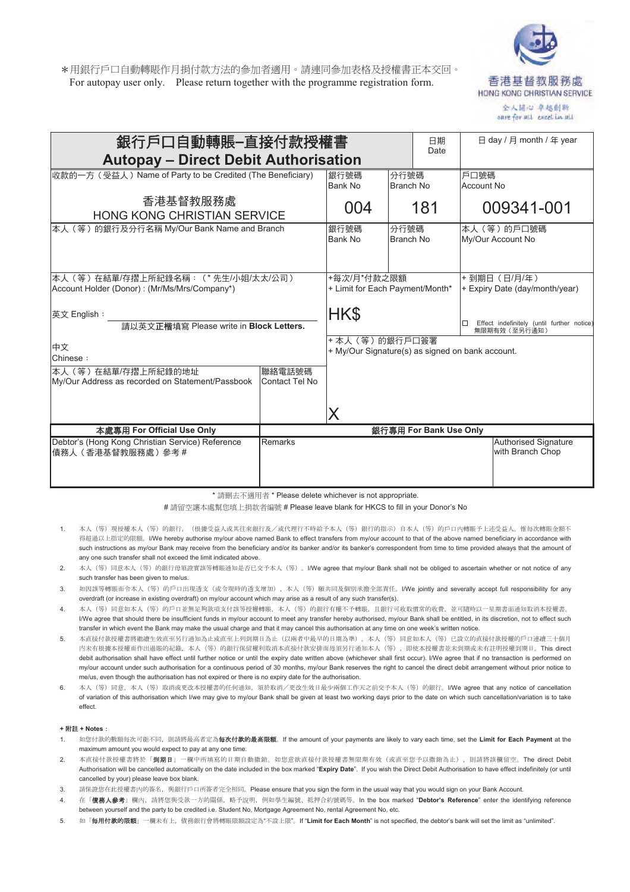＊用銀行戶口自動轉賬作月捐付款方法的參加者適用。請連同參加表格及授權書正本交回。
For autopay user only.　Please return together with the programme registration form.

香港基督教服務處
HONG KONG CHRISTIAN SERVICE
全人關心 卓越創新
care for all excel in all

# 銀行戶口自動轉賬–直接付款授權書
# Autopay – Direct Debit Authorisation

| | | | |
|---|---|---|---|
| 日期 Date | 日 day / 月 month / 年 year | | |
| 收款的一方（受益人）Name of Party to be Credited (The Beneficiary)<br>香港基督教服務處<br>HONG KONG CHRISTIAN SERVICE | 銀行號碼 Bank No<br>004 | 分行號碼 Branch No<br>181 | 戶口號碼 Account No<br>009341-001 |
| 本人（等）的銀行及分行名稱 My/Our Bank Name and Branch | 銀行號碼 Bank No | 分行號碼 Branch No | 本人（等）的戶口號碼 My/Our Account No |
| 本人（等）在結單/存摺上所紀錄名稱：（* 先生/小姐/太太/公司）<br>Account Holder (Donor) : (Mr/Ms/Mrs/Company*)<br>英文 English：<br>請以英文**正楷**填寫 Please write in **Block Letters.**<br>中文 Chinese： | +每次/月*付款之限額<br>+ Limit for Each Payment/Month*<br>HK$ | | + 到期日（日/月/年）<br>+ Expiry Date (day/month/year)<br>☐ Effect indefinitely (until further notice) 無限期有效（至另行通知） |
| 本人（等）在結單/存摺上所紀錄的地址<br>My/Our Address as recorded on Statement/Passbook ｜ 聯絡電話號碼 Contact Tel No | + 本人（等）的銀行戶口簽署<br>+ My/Our Signature(s) as signed on bank account.<br>X | | |

| 本處專用 For Official Use Only | 銀行專用 For Bank Use Only | |
|---|---|---|
| Debtor's (Hong Kong Christian Service) Reference<br>債務人（香港基督教服務處）參考 # | Remarks | Authorised Signature with Branch Chop |

\* 請刪去不適用者 * Please delete whichever is not appropriate.

# 請留空讓本處幫您填上捐款者編號 # Please leave blank for HKCS to fill in your Donor's No

1. 本人（等）現授權本人（等）的銀行，（根據受益人或其往來銀行及／或代理行不時給予本人（等）銀行的指示）自本人（等）的戶口內轉賬予上述受益人。惟每次轉賬金額不得超過以上指定的限額。I/We hereby authorise my/our above named Bank to effect transfers from my/our account to that of the above named beneficiary in accordance with such instructions as my/our Bank may receive from the beneficiary and/or its banker and/or its banker's correspondent from time to time provided always that the amount of any one such transfer shall not exceed the limit indicated above.
2. 本人（等）同意本人（等）的銀行毋須證實該等轉賬通知是否已交予本人（等）。I/We agree that my/our Bank shall not be obliged to ascertain whether or not notice of any such transfer has been given to me/us.
3. 如因該等轉賬而令本人（等）的戶口出現透支（或令現時的透支增加），本人（等）願共同及個別承擔全部責任。I/We jointly and severally accept full responsibility for any overdraft (or increase in existing overdraft) on my/our account which may arise as a result of any such transfer(s).
4. 本人（等）同意如本人（等）的戶口並無足夠款項支付該等授權轉賬，本人（等）的銀行有權不予轉賬，且銀行可收取慣常的收費，並可隨時以一星期書面通知取消本授權書。I/We agree that should there be insufficient funds in my/our account to meet any transfer hereby authorised, my/our Bank shall be entitled, in its discretion, not to effect such transfer in which event the Bank may make the usual charge and that it may cancel this authorisation at any time on one week's written notice.
5. 本直接付款授權書將繼續生效直至另行通知為止或直至上列到期日為止（以兩者中最早的日期為準）。本人（等）同意如本人（等）已設立的直接付款授權的戶口連續三十個月內未有根據本授權而作出過賬的紀錄，本人（等）的銀行保留權利取消本直接付款安排而毋須另行通知本人（等），即使本授權書並未到期或未有註明授權到期日。This direct debit authorisation shall have effect until further notice or until the expiry date written above (whichever shall first occur). I/We agree that if no transaction is performed on my/our account under such authorisation for a continuous period of 30 months, my/our Bank reserves the right to cancel the direct debit arrangement without prior notice to me/us, even though the authorisation has not expired or there is no expiry date for the authorisation.
6. 本人（等）同意，本人（等）取消或更改本授權書的任何通知，須於取消／更改生效日最少兩個工作天之前交予本人（等）的銀行。I/We agree that any notice of cancellation of variation of this authorisation which I/we may give to my/our Bank shall be given at least two working days prior to the date on which such cancellation/variation is to take effect.

**+ 附註 + Notes：**

1. 如您付款的數額每次可能不同，則請將最高者定為**每次付款的最高限額**。If the amount of your payments are likely to vary each time, set the **Limit for Each Payment** at the maximum amount you would expect to pay at any one time.
2. 本直接付款授權書將於「**到期日**」一欄中所填寫的日期自動撤銷。如您意欲直接付款授權書無限期有效（或直至您予以撤銷為止），則請將該欄留空。The direct Debit Authorisation will be cancelled automatically on the date included in the box marked "**Expiry Date**". If you wish the Direct Debit Authorisation to have effect indefinitely (or until cancelled by your) please leave box blank.
3. 請保證您在此授權書內的簽名，與銀行戶口所簽者完全相同。Please ensure that you sign the form in the usual way that you would sign on your Bank Account.
4. 在「**債務人參考**」欄內，請將您與受款一方的關係，略予說明，例如學生編號、抵押合約號碼等。In the box marked "**Debtor's Reference**" enter the identifying reference between yourself and the party to be credited i.e. Student No, Mortgage Agreement No, rental Agreement No, etc.
5. 如「**每用付款的限額**」一欄未有上，債務銀行會將轉賬限額設定為"不設上限"。If "**Limit for Each Month**" is not specified, the debtor's bank will set the limit as "unlimited".